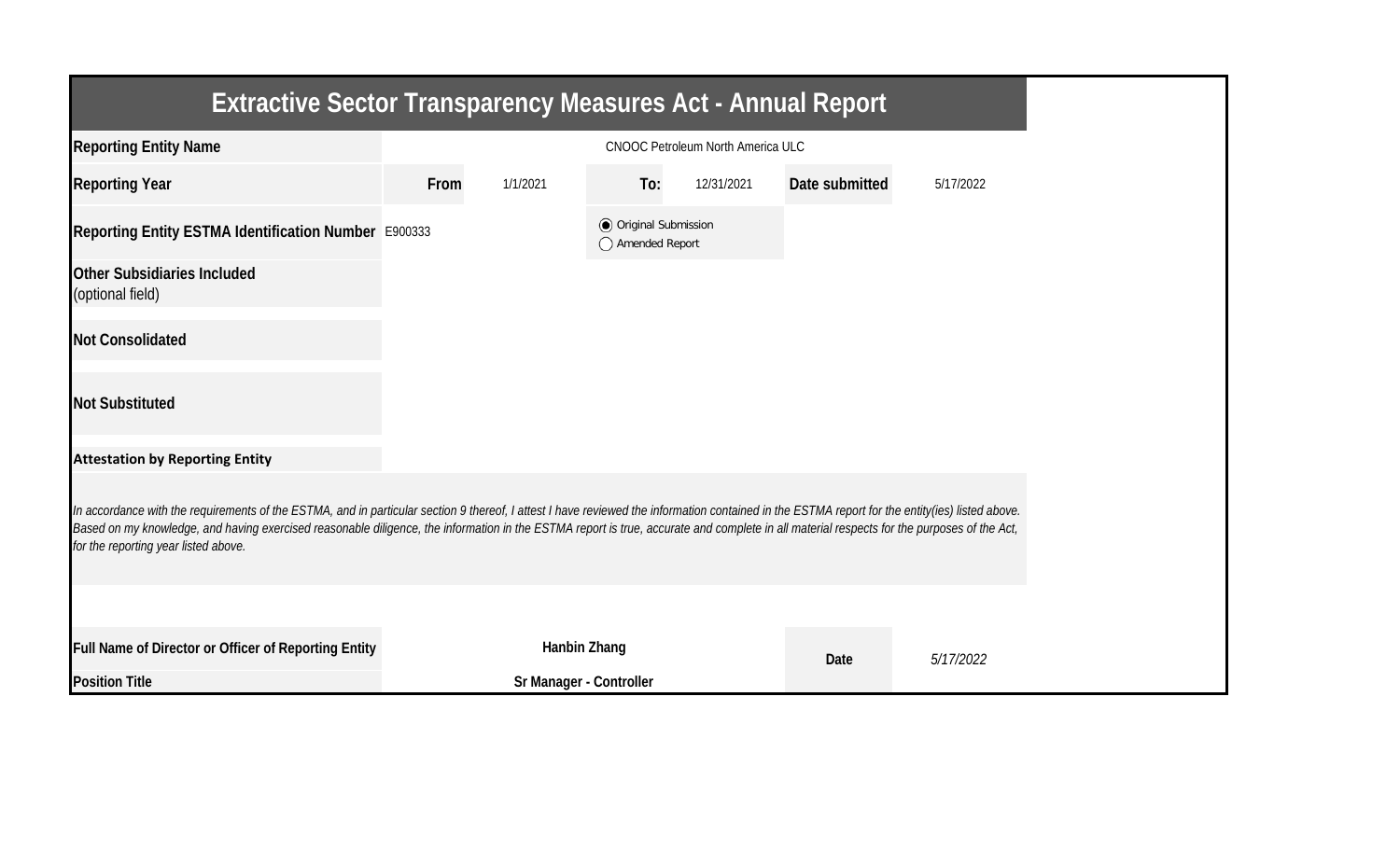# Extractive Sector Transparency Measures Act - Annual Report

| | | | | | | |
|---|---|---|---|---|---|---|
| **Reporting Entity Name** | CNOOC Petroleum North America ULC | | | | | |
| **Reporting Year** | **From** | 1/1/2021 | **To:** | 12/31/2021 | **Date submitted** | 5/17/2022 |
| **Reporting Entity ESTMA Identification Number** | E900333 | | ◉ Original Submission ◯ Amended Report | | | |
| **Other Subsidiaries Included** (optional field) | | | | | | |
| **Not Consolidated** | | | | | | |
| **Not Substituted** | | | | | | |

**Attestation by Reporting Entity**

*In accordance with the requirements of the ESTMA, and in particular section 9 thereof, I attest I have reviewed the information contained in the ESTMA report for the entity(ies) listed above. Based on my knowledge, and having exercised reasonable diligence, the information in the ESTMA report is true, accurate and complete in all material respects for the purposes of the Act, for the reporting year listed above.*

| | | | |
|---|---|---|---|
| **Full Name of Director or Officer of Reporting Entity** | **Hanbin Zhang** | **Date** | *5/17/2022* |
| **Position Title** | **Sr Manager - Controller** | | |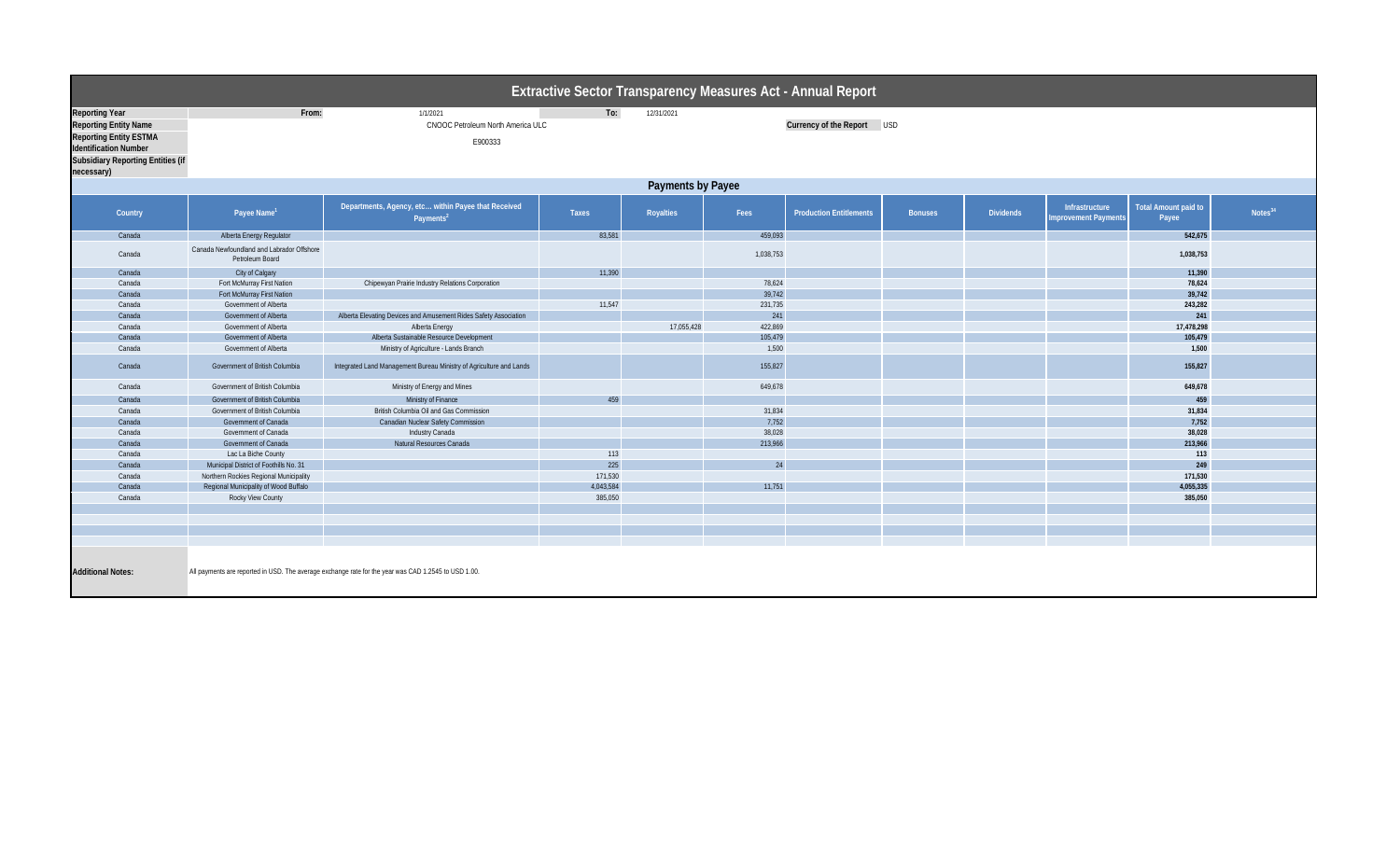# Extractive Sector Transparency Measures Act - Annual Report

| | | | | |
|---|---|---|---|---|
| **Reporting Year** | **From:** | 1/1/2021 | **To:** | 12/31/2021 |
| **Reporting Entity Name** | CNOOC Petroleum North America ULC | | **Currency of the Report** | USD |
| **Reporting Entity ESTMA Identification Number** | E900333 | | | |
| **Subsidiary Reporting Entities (if necessary)** | | | | |

## Payments by Payee

| Country | Payee Name[1] | Departments, Agency, etc... within Payee that Received Payments[2] | Taxes | Royalties | Fees | Production Entitlements | Bonuses | Dividends | Infrastructure Improvement Payments | Total Amount paid to Payee | Notes[34] |
|---|---|---|---|---|---|---|---|---|---|---|---|
| Canada | Alberta Energy Regulator | | 83,581 | | 459,093 | | | | | **542,675** | |
| Canada | Canada Newfoundland and Labrador Offshore Petroleum Board | | | | 1,038,753 | | | | | **1,038,753** | |
| Canada | City of Calgary | | 11,390 | | | | | | | **11,390** | |
| Canada | Fort McMurray First Nation | Chipewyan Prairie Industry Relations Corporation | | | 78,624 | | | | | **78,624** | |
| Canada | Fort McMurray First Nation | | | | 39,742 | | | | | **39,742** | |
| Canada | Government of Alberta | | 11,547 | | 231,735 | | | | | **243,282** | |
| Canada | Government of Alberta | Alberta Elevating Devices and Amusement Rides Safety Association | | | 241 | | | | | **241** | |
| Canada | Government of Alberta | Alberta Energy | | 17,055,428 | 422,869 | | | | | **17,478,298** | |
| Canada | Government of Alberta | Alberta Sustainable Resource Development | | | 105,479 | | | | | **105,479** | |
| Canada | Government of Alberta | Ministry of Agriculture - Lands Branch | | | 1,500 | | | | | **1,500** | |
| Canada | Government of British Columbia | Integrated Land Management Bureau Ministry of Agriculture and Lands | | | 155,827 | | | | | **155,827** | |
| Canada | Government of British Columbia | Ministry of Energy and Mines | | | 649,678 | | | | | **649,678** | |
| Canada | Government of British Columbia | Ministry of Finance | 459 | | | | | | | **459** | |
| Canada | Government of British Columbia | British Columbia Oil and Gas Commission | | | 31,834 | | | | | **31,834** | |
| Canada | Government of Canada | Canadian Nuclear Safety Commission | | | 7,752 | | | | | **7,752** | |
| Canada | Government of Canada | Industry Canada | | | 38,028 | | | | | **38,028** | |
| Canada | Government of Canada | Natural Resources Canada | | | 213,966 | | | | | **213,966** | |
| Canada | Lac La Biche County | | 113 | | | | | | | **113** | |
| Canada | Municipal District of Foothills No. 31 | | 225 | | 24 | | | | | **249** | |
| Canada | Northern Rockies Regional Municipality | | 171,530 | | | | | | | **171,530** | |
| Canada | Regional Municipality of Wood Buffalo | | 4,043,584 | | 11,751 | | | | | **4,055,335** | |
| Canada | Rocky View County | | 385,050 | | | | | | | **385,050** | |

**Additional Notes:** All payments are reported in USD. The average exchange rate for the year was CAD 1.2545 to USD 1.00.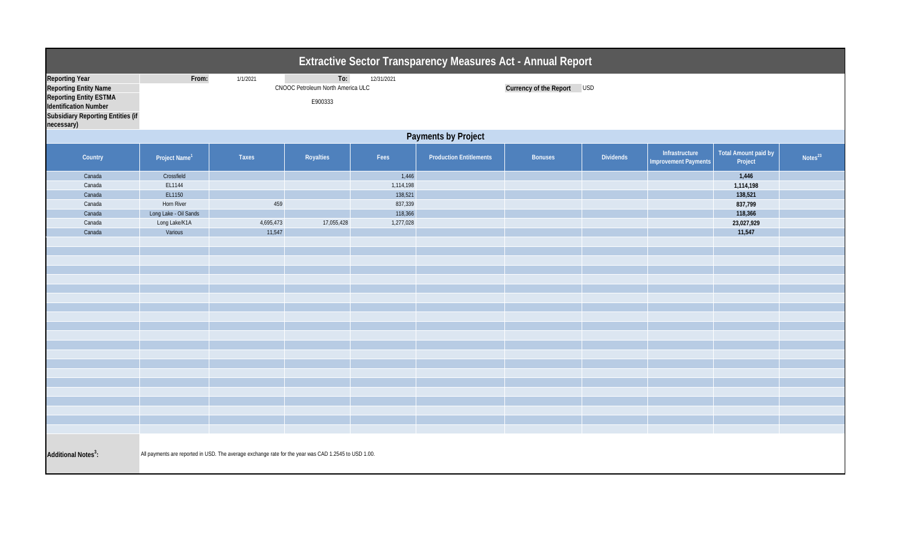# Extractive Sector Transparency Measures Act - Annual Report

| | | | | | |
|---|---|---|---|---|---|
| **Reporting Year** | **From:** | 1/1/2021 | **To:** | 12/31/2021 | |
| **Reporting Entity Name** | | CNOOC Petroleum North America ULC | | **Currency of the Report** | USD |
| **Reporting Entity ESTMA Identification Number** | | E900333 | | | |
| **Subsidiary Reporting Entities (if necessary)** | | | | | |

## Payments by Project

| Country | Project Name[1] | Taxes | Royalties | Fees | Production Entitlements | Bonuses | Dividends | Infrastructure Improvement Payments | Total Amount paid by Project | Notes[23] |
|---|---|---|---|---|---|---|---|---|---|---|
| Canada | Crossfield | | | 1,446 | | | | | **1,446** | |
| Canada | EL1144 | | | 1,114,198 | | | | | **1,114,198** | |
| Canada | EL1150 | | | 138,521 | | | | | **138,521** | |
| Canada | Horn River | 459 | | 837,339 | | | | | **837,799** | |
| Canada | Long Lake - Oil Sands | | | 118,366 | | | | | **118,366** | |
| Canada | Long Lake/K1A | 4,695,473 | 17,055,428 | 1,277,028 | | | | | **23,027,929** | |
| Canada | Various | 11,547 | | | | | | | **11,547** | |

**Additional Notes[3]:** All payments are reported in USD. The average exchange rate for the year was CAD 1.2545 to USD 1.00.